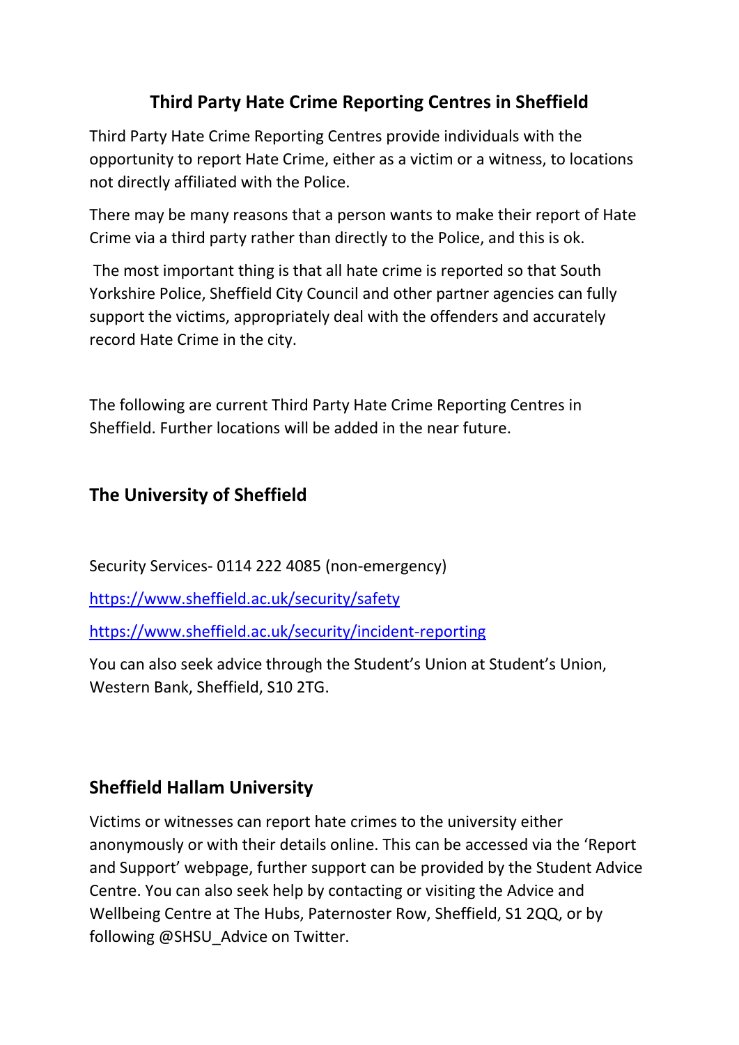# Third Party Hate Crime Reporting Centres in Sheffield

Third Party Hate Crime Reporting Centres provide individuals with the opportunity to report Hate Crime, either as a victim or a witness, to locations not directly affiliated with the Police.

There may be many reasons that a person wants to make their report of Hate Crime via a third party rather than directly to the Police, and this is ok.

The most important thing is that all hate crime is reported so that South Yorkshire Police, Sheffield City Council and other partner agencies can fully support the victims, appropriately deal with the offenders and accurately record Hate Crime in the city.

The following are current Third Party Hate Crime Reporting Centres in Sheffield. Further locations will be added in the near future.

## The University of Sheffield

Security Services- 0114 222 4085 (non-emergency)

https://www.sheffield.ac.uk/security/safety

https://www.sheffield.ac.uk/security/incident-reporting

You can also seek advice through the Student's Union at Student's Union, Western Bank, Sheffield, S10 2TG.

## Sheffield Hallam University

Victims or witnesses can report hate crimes to the university either anonymously or with their details online. This can be accessed via the 'Report and Support' webpage, further support can be provided by the Student Advice Centre. You can also seek help by contacting or visiting the Advice and Wellbeing Centre at The Hubs, Paternoster Row, Sheffield, S1 2QQ, or by following @SHSU_Advice on Twitter.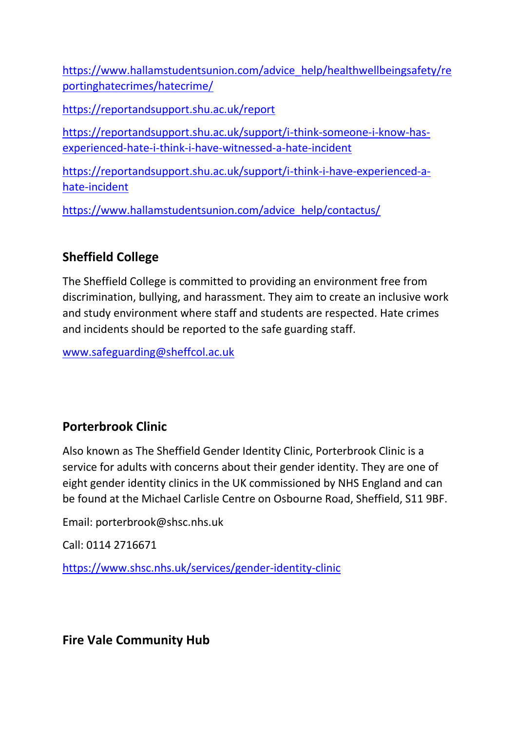https://www.hallamstudentsunion.com/advice_help/healthwellbeingsafety/reportinghatecrimes/hatecrime/

https://reportandsupport.shu.ac.uk/report

https://reportandsupport.shu.ac.uk/support/i-think-someone-i-know-has-experienced-hate-i-think-i-have-witnessed-a-hate-incident

https://reportandsupport.shu.ac.uk/support/i-think-i-have-experienced-a-hate-incident

https://www.hallamstudentsunion.com/advice_help/contactus/

## Sheffield College

The Sheffield College is committed to providing an environment free from discrimination, bullying, and harassment. They aim to create an inclusive work and study environment where staff and students are respected. Hate crimes and incidents should be reported to the safe guarding staff.

www.safeguarding@sheffcol.ac.uk

## Porterbrook Clinic

Also known as The Sheffield Gender Identity Clinic, Porterbrook Clinic is a service for adults with concerns about their gender identity. They are one of eight gender identity clinics in the UK commissioned by NHS England and can be found at the Michael Carlisle Centre on Osbourne Road, Sheffield, S11 9BF.

Email: porterbrook@shsc.nhs.uk

Call: 0114 2716671

https://www.shsc.nhs.uk/services/gender-identity-clinic

## Fire Vale Community Hub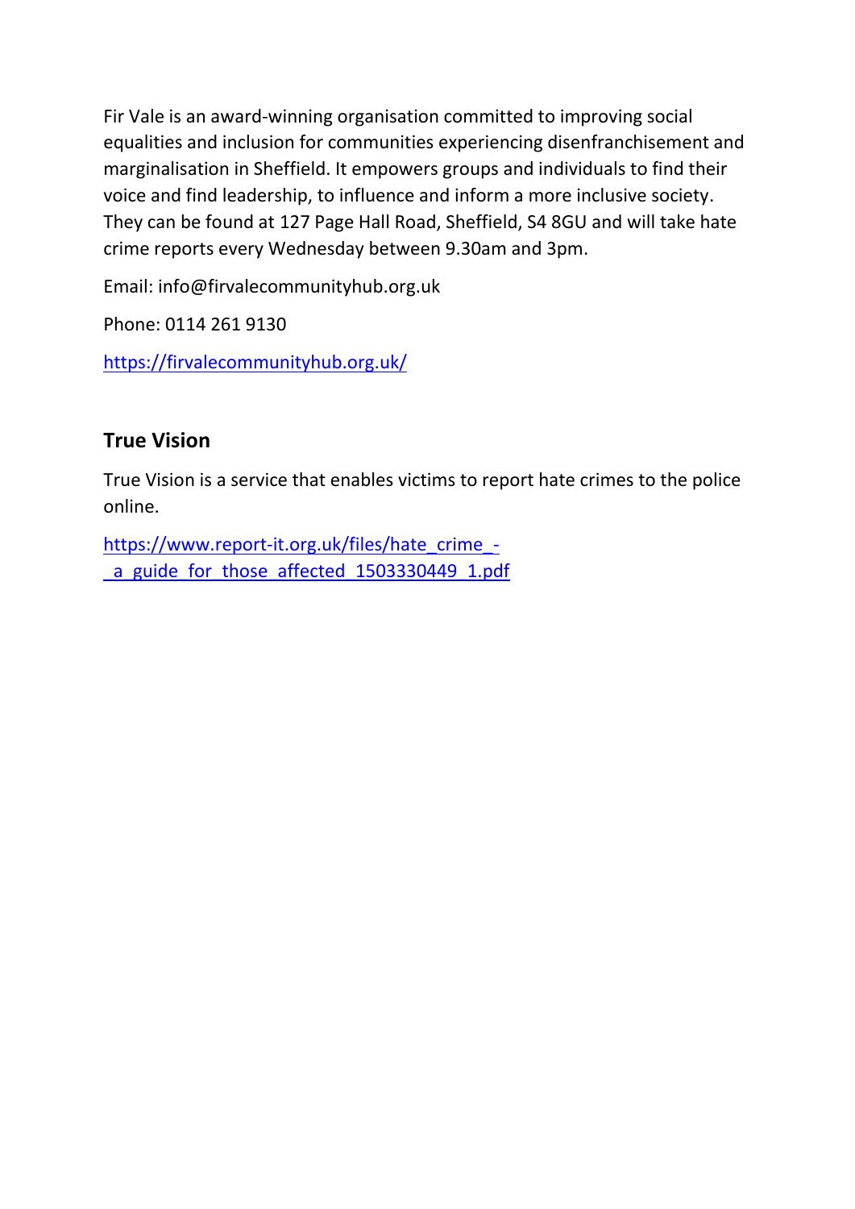Fir Vale is an award-winning organisation committed to improving social equalities and inclusion for communities experiencing disenfranchisement and marginalisation in Sheffield. It empowers groups and individuals to find their voice and find leadership, to influence and inform a more inclusive society. They can be found at 127 Page Hall Road, Sheffield, S4 8GU and will take hate crime reports every Wednesday between 9.30am and 3pm.

Email: info@firvalecommunityhub.org.uk

Phone: 0114 261 9130

https://firvalecommunityhub.org.uk/

## True Vision

True Vision is a service that enables victims to report hate crimes to the police online.

https://www.report-it.org.uk/files/hate_crime_-_a_guide_for_those_affected_1503330449_1.pdf